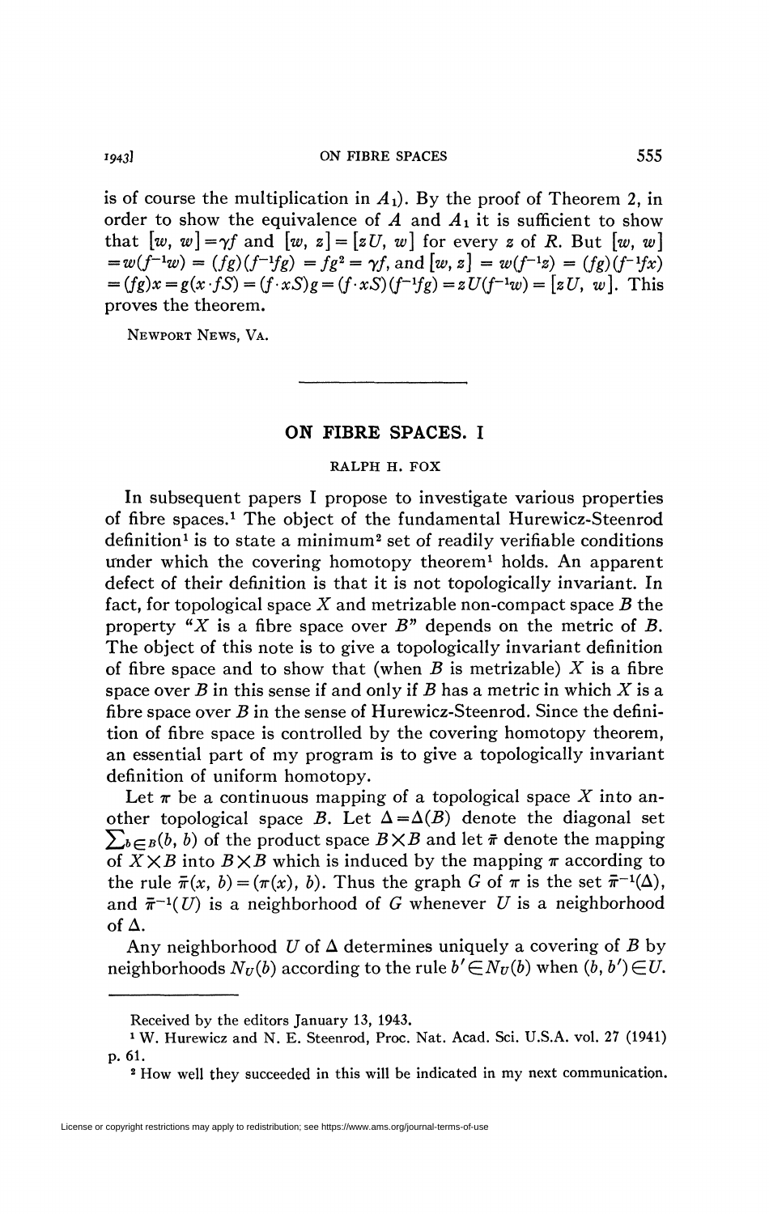is of course the multiplication in $A_1$). By the proof of Theorem 2, in order to show the equivalence of $A$ and $A_1$ it is sufficient to show that $[w, w] = \gamma f$ and $[w, z] = [zU, w]$ for every $z$ of $R$. But $[w, w] = w(f^{-1}w) = (fg)(f^{-1}fg) = fg^2 = \gamma f$, and $[w, z] = w(f^{-1}z) = (fg)(f^{-1}fx) = (fg)x = g(x \cdot fS) = (f \cdot xS)g = (f \cdot xS)(f^{-1}fg) = zU(f^{-1}w) = [zU, w]$. This proves the theorem.

NEWPORT NEWS, VA.

---

# ON FIBRE SPACES. I

RALPH H. FOX

In subsequent papers I propose to investigate various properties of fibre spaces.[1] The object of the fundamental Hurewicz-Steenrod definition[1] is to state a minimum[2] set of readily verifiable conditions under which the covering homotopy theorem[1] holds. An apparent defect of their definition is that it is not topologically invariant. In fact, for topological space $X$ and metrizable non-compact space $B$ the property "$X$ is a fibre space over $B$" depends on the metric of $B$. The object of this note is to give a topologically invariant definition of fibre space and to show that (when $B$ is metrizable) $X$ is a fibre space over $B$ in this sense if and only if $B$ has a metric in which $X$ is a fibre space over $B$ in the sense of Hurewicz-Steenrod. Since the definition of fibre space is controlled by the covering homotopy theorem, an essential part of my program is to give a topologically invariant definition of uniform homotopy.

Let $\pi$ be a continuous mapping of a topological space $X$ into another topological space $B$. Let $\Delta = \Delta(B)$ denote the diagonal set $\sum_{b \in B}(b, b)$ of the product space $B \times B$ and let $\bar{\pi}$ denote the mapping of $X \times B$ into $B \times B$ which is induced by the mapping $\pi$ according to the rule $\bar{\pi}(x, b) = (\pi(x), b)$. Thus the graph $G$ of $\pi$ is the set $\bar{\pi}^{-1}(\Delta)$, and $\bar{\pi}^{-1}(U)$ is a neighborhood of $G$ whenever $U$ is a neighborhood of $\Delta$.

Any neighborhood $U$ of $\Delta$ determines uniquely a covering of $B$ by neighborhoods $N_U(b)$ according to the rule $b' \in N_U(b)$ when $(b, b') \in U$.

---

Received by the editors January 13, 1943.

[1] W. Hurewicz and N. E. Steenrod, Proc. Nat. Acad. Sci. U.S.A. vol. 27 (1941) p. 61.

[2] How well they succeeded in this will be indicated in my next communication.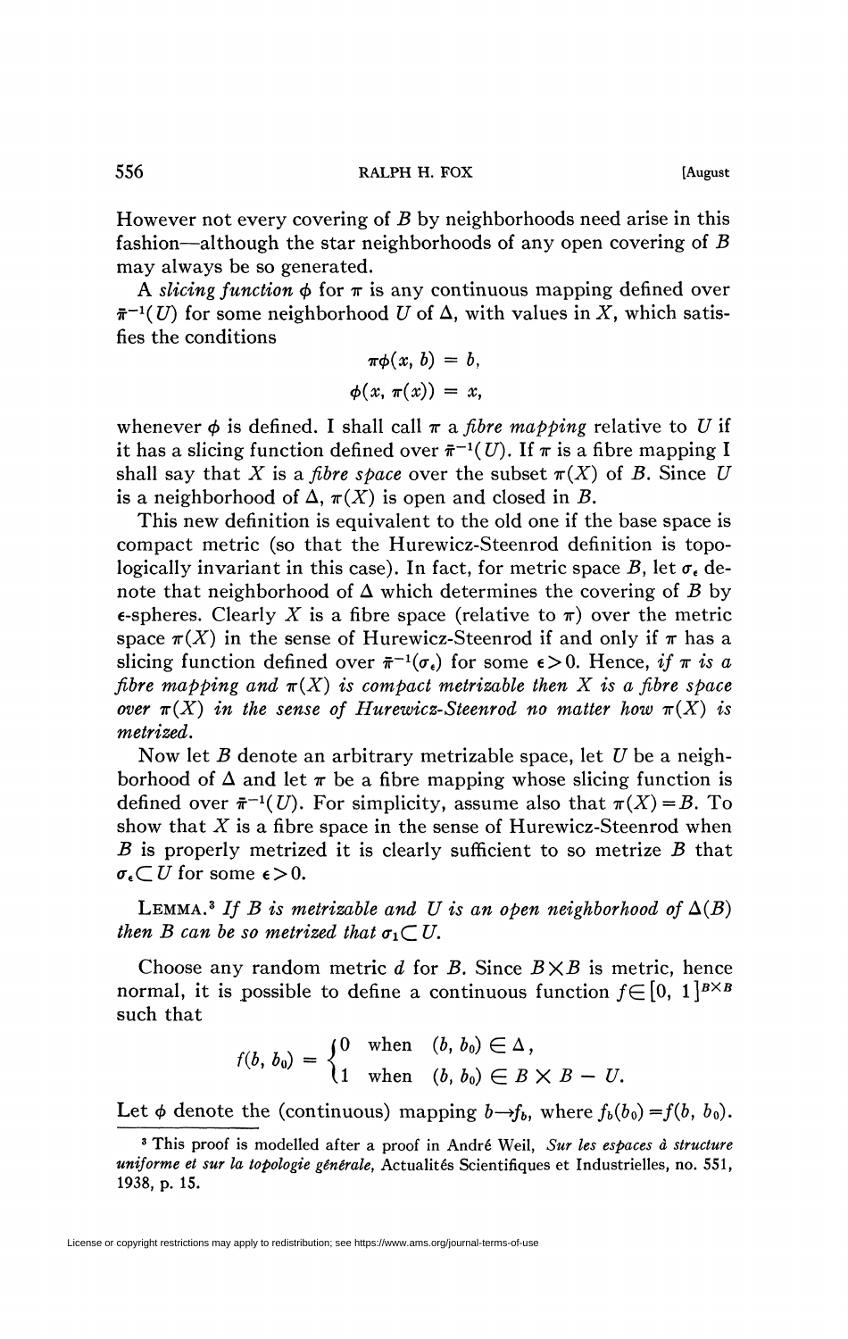However not every covering of $B$ by neighborhoods need arise in this fashion—although the star neighborhoods of any open covering of $B$ may always be so generated.

A *slicing function* $\phi$ for $\pi$ is any continuous mapping defined over $\bar{\pi}^{-1}(U)$ for some neighborhood $U$ of $\Delta$, with values in $X$, which satisfies the conditions

$$\pi\phi(x, b) = b,$$
$$\phi(x, \pi(x)) = x,$$

whenever $\phi$ is defined. I shall call $\pi$ a *fibre mapping* relative to $U$ if it has a slicing function defined over $\bar{\pi}^{-1}(U)$. If $\pi$ is a fibre mapping I shall say that $X$ is a *fibre space* over the subset $\pi(X)$ of $B$. Since $U$ is a neighborhood of $\Delta$, $\pi(X)$ is open and closed in $B$.

This new definition is equivalent to the old one if the base space is compact metric (so that the Hurewicz-Steenrod definition is topologically invariant in this case). In fact, for metric space $B$, let $\sigma_\epsilon$ denote that neighborhood of $\Delta$ which determines the covering of $B$ by $\epsilon$-spheres. Clearly $X$ is a fibre space (relative to $\pi$) over the metric space $\pi(X)$ in the sense of Hurewicz-Steenrod if and only if $\pi$ has a slicing function defined over $\bar{\pi}^{-1}(\sigma_\epsilon)$ for some $\epsilon > 0$. Hence, *if $\pi$ is a fibre mapping and $\pi(X)$ is compact metrizable then $X$ is a fibre space over $\pi(X)$ in the sense of Hurewicz-Steenrod no matter how $\pi(X)$ is metrized.*

Now let $B$ denote an arbitrary metrizable space, let $U$ be a neighborhood of $\Delta$ and let $\pi$ be a fibre mapping whose slicing function is defined over $\bar{\pi}^{-1}(U)$. For simplicity, assume also that $\pi(X) = B$. To show that $X$ is a fibre space in the sense of Hurewicz-Steenrod when $B$ is properly metrized it is clearly sufficient to so metrize $B$ that $\sigma_\epsilon \subset U$ for some $\epsilon > 0$.

LEMMA.[3] *If $B$ is metrizable and $U$ is an open neighborhood of $\Delta(B)$ then $B$ can be so metrized that $\sigma_1 \subset U$.*

Choose any random metric $d$ for $B$. Since $B \times B$ is metric, hence normal, it is possible to define a continuous function $f \in [0, 1]^{B \times B}$ such that

$$f(b, b_0) = \begin{cases} 0 & \text{when } (b, b_0) \in \Delta, \\ 1 & \text{when } (b, b_0) \in B \times B - U. \end{cases}$$

Let $\phi$ denote the (continuous) mapping $b \to f_b$, where $f_b(b_0) = f(b, b_0)$.

---

[3] This proof is modelled after a proof in André Weil, *Sur les espaces à structure uniforme et sur la topologie générale*, Actualités Scientifiques et Industrielles, no. 551, 1938, p. 15.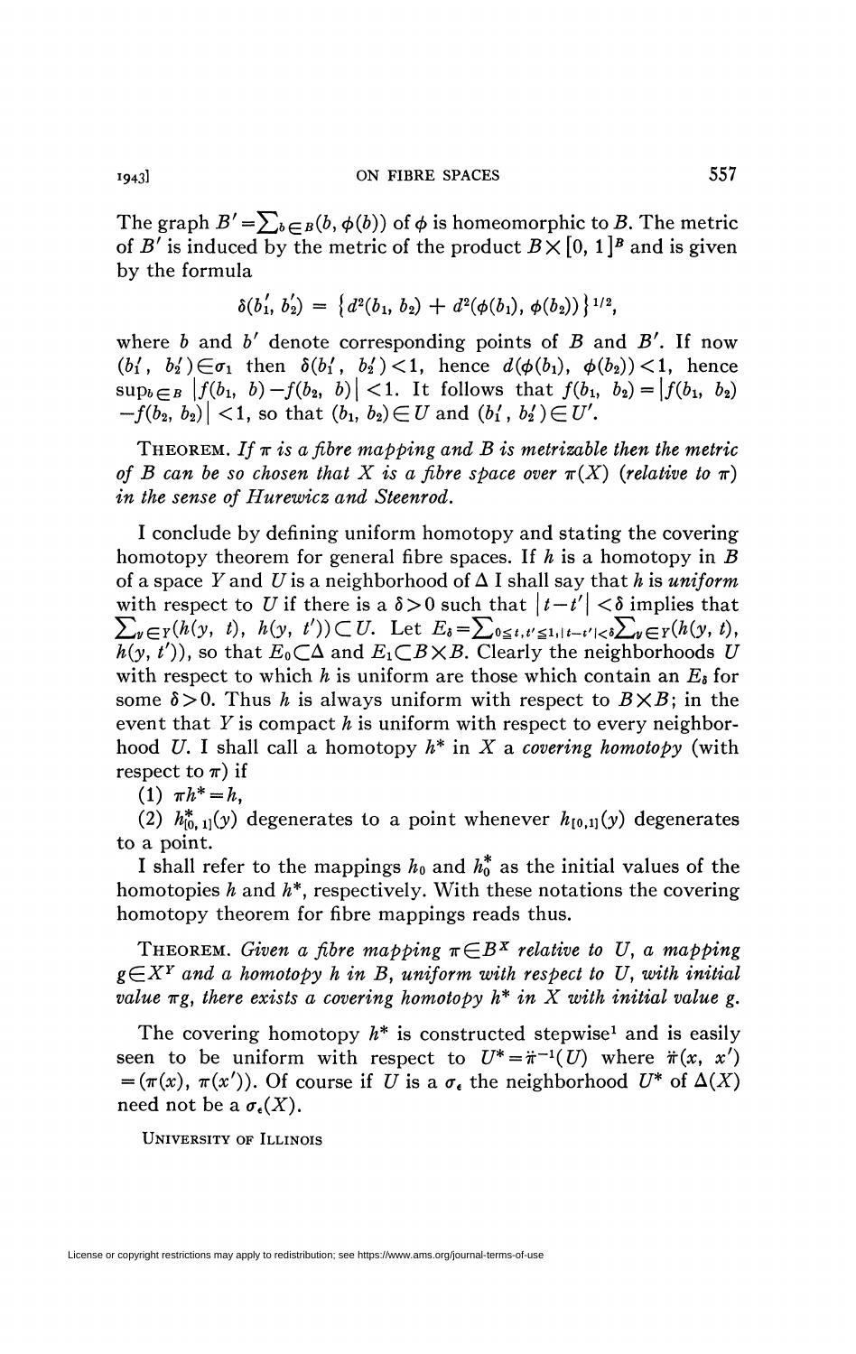The graph $B' = \sum_{b \in B}(b, \phi(b))$ of $\phi$ is homeomorphic to $B$. The metric of $B'$ is induced by the metric of the product $B \times [0, 1]^B$ and is given by the formula

$$\delta(b_1', b_2') = \{d^2(b_1, b_2) + d^2(\phi(b_1), \phi(b_2))\}^{1/2},$$

where $b$ and $b'$ denote corresponding points of $B$ and $B'$. If now $(b_1', b_2') \in \sigma_1$ then $\delta(b_1', b_2') < 1$, hence $d(\phi(b_1), \phi(b_2)) < 1$, hence $\sup_{b \in B} |f(b_1, b) - f(b_2, b)| < 1$. It follows that $f(b_1, b_2) = |f(b_1, b_2) - f(b_2, b_2)| < 1$, so that $(b_1, b_2) \in U$ and $(b_1', b_2') \in U'$.

THEOREM. *If $\pi$ is a fibre mapping and $B$ is metrizable then the metric of $B$ can be so chosen that $X$ is a fibre space over $\pi(X)$ (relative to $\pi$) in the sense of Hurewicz and Steenrod.*

I conclude by defining uniform homotopy and stating the covering homotopy theorem for general fibre spaces. If $h$ is a homotopy in $B$ of a space $Y$ and $U$ is a neighborhood of $\Delta$ I shall say that $h$ is *uniform* with respect to $U$ if there is a $\delta > 0$ such that $|t - t'| < \delta$ implies that $\sum_{y \in Y}(h(y, t), h(y, t')) \subset U$. Let $E_\delta = \sum_{0 \leq t, t' \leq 1, |t-t'| < \delta} \sum_{y \in Y}(h(y, t), h(y, t'))$, so that $E_0 \subset \Delta$ and $E_1 \subset B \times B$. Clearly the neighborhoods $U$ with respect to which $h$ is uniform are those which contain an $E_\delta$ for some $\delta > 0$. Thus $h$ is always uniform with respect to $B \times B$; in the event that $Y$ is compact $h$ is uniform with respect to every neighborhood $U$. I shall call a homotopy $h^*$ in $X$ a *covering homotopy* (with respect to $\pi$) if

(1) $\pi h^* = h$,

(2) $h^*_{[0,1]}(y)$ degenerates to a point whenever $h_{[0,1]}(y)$ degenerates to a point.

I shall refer to the mappings $h_0$ and $h_0^*$ as the initial values of the homotopies $h$ and $h^*$, respectively. With these notations the covering homotopy theorem for fibre mappings reads thus.

THEOREM. *Given a fibre mapping $\pi \in B^X$ relative to $U$, a mapping $g \in X^Y$ and a homotopy $h$ in $B$, uniform with respect to $U$, with initial value $\pi g$, there exists a covering homotopy $h^*$ in $X$ with initial value $g$.*

The covering homotopy $h^*$ is constructed stepwise[1] and is easily seen to be uniform with respect to $U^* = \ddot{\pi}^{-1}(U)$ where $\ddot{\pi}(x, x') = (\pi(x), \pi(x'))$. Of course if $U$ is a $\sigma_\epsilon$ the neighborhood $U^*$ of $\Delta(X)$ need not be a $\sigma_\epsilon(X)$.

UNIVERSITY OF ILLINOIS